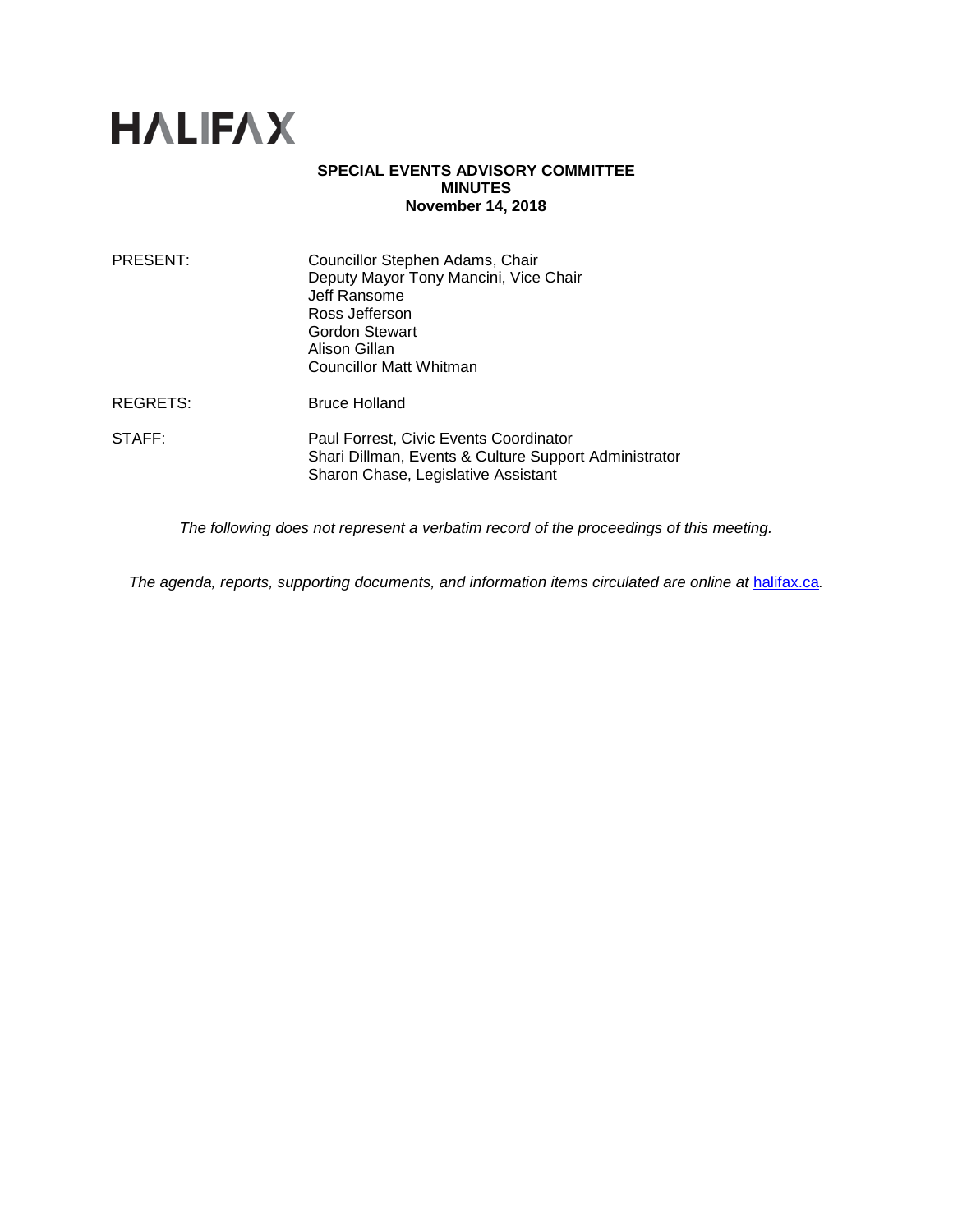HALIFAX

**SPECIAL EVENTS ADVISORY COMMITTEE**
**MINUTES**
**November 14, 2018**

| | |
|---|---|
| PRESENT: | Councillor Stephen Adams, Chair<br>Deputy Mayor Tony Mancini, Vice Chair<br>Jeff Ransome<br>Ross Jefferson<br>Gordon Stewart<br>Alison Gillan<br>Councillor Matt Whitman |
| REGRETS: | Bruce Holland |
| STAFF: | Paul Forrest, Civic Events Coordinator<br>Shari Dillman, Events & Culture Support Administrator<br>Sharon Chase, Legislative Assistant |

*The following does not represent a verbatim record of the proceedings of this meeting.*

*The agenda, reports, supporting documents, and information items circulated are online at* [halifax.ca](halifax.ca)*.*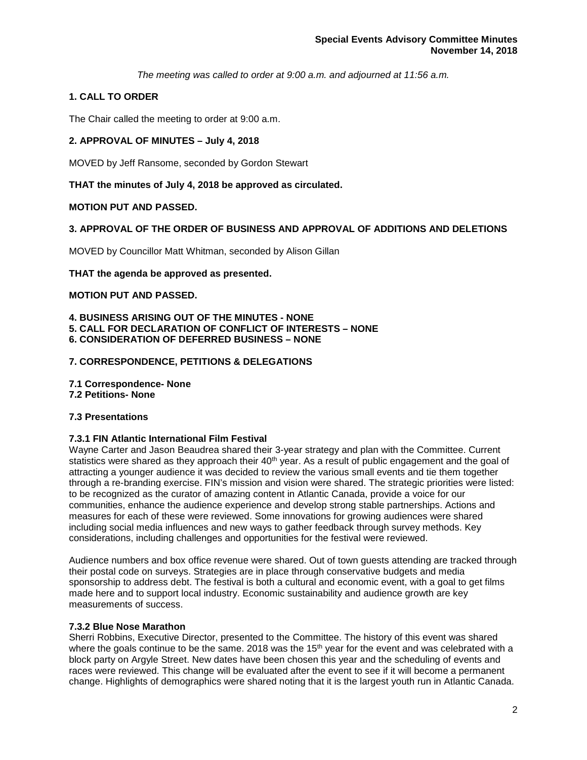*The meeting was called to order at 9:00 a.m. and adjourned at 11:56 a.m.*

## 1. CALL TO ORDER

The Chair called the meeting to order at 9:00 a.m.

## 2. APPROVAL OF MINUTES – July 4, 2018

MOVED by Jeff Ransome, seconded by Gordon Stewart

**THAT the minutes of July 4, 2018 be approved as circulated.**

**MOTION PUT AND PASSED.**

## 3. APPROVAL OF THE ORDER OF BUSINESS AND APPROVAL OF ADDITIONS AND DELETIONS

MOVED by Councillor Matt Whitman, seconded by Alison Gillan

**THAT the agenda be approved as presented.**

**MOTION PUT AND PASSED.**

## 4. BUSINESS ARISING OUT OF THE MINUTES - NONE
## 5. CALL FOR DECLARATION OF CONFLICT OF INTERESTS – NONE
## 6. CONSIDERATION OF DEFERRED BUSINESS – NONE

## 7. CORRESPONDENCE, PETITIONS & DELEGATIONS

### 7.1 Correspondence- None
### 7.2 Petitions- None

### 7.3 Presentations

#### 7.3.1 FIN Atlantic International Film Festival

Wayne Carter and Jason Beaudrea shared their 3-year strategy and plan with the Committee. Current statistics were shared as they approach their 40th year. As a result of public engagement and the goal of attracting a younger audience it was decided to review the various small events and tie them together through a re-branding exercise. FIN's mission and vision were shared. The strategic priorities were listed: to be recognized as the curator of amazing content in Atlantic Canada, provide a voice for our communities, enhance the audience experience and develop strong stable partnerships. Actions and measures for each of these were reviewed. Some innovations for growing audiences were shared including social media influences and new ways to gather feedback through survey methods. Key considerations, including challenges and opportunities for the festival were reviewed.

Audience numbers and box office revenue were shared. Out of town guests attending are tracked through their postal code on surveys. Strategies are in place through conservative budgets and media sponsorship to address debt. The festival is both a cultural and economic event, with a goal to get films made here and to support local industry. Economic sustainability and audience growth are key measurements of success.

#### 7.3.2 Blue Nose Marathon

Sherri Robbins, Executive Director, presented to the Committee. The history of this event was shared where the goals continue to be the same. 2018 was the 15th year for the event and was celebrated with a block party on Argyle Street. New dates have been chosen this year and the scheduling of events and races were reviewed. This change will be evaluated after the event to see if it will become a permanent change. Highlights of demographics were shared noting that it is the largest youth run in Atlantic Canada.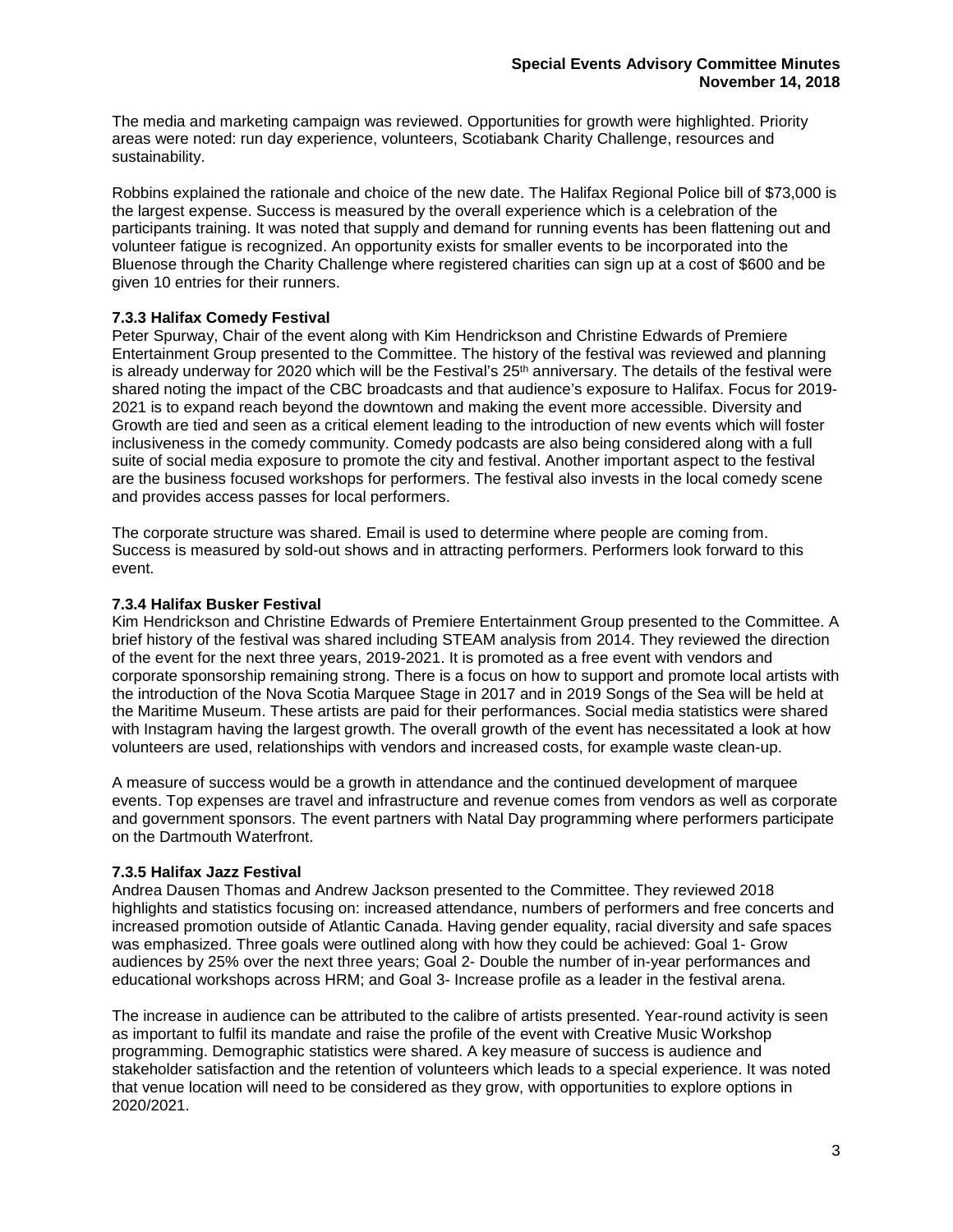The media and marketing campaign was reviewed. Opportunities for growth were highlighted. Priority areas were noted: run day experience, volunteers, Scotiabank Charity Challenge, resources and sustainability.

Robbins explained the rationale and choice of the new date. The Halifax Regional Police bill of $73,000 is the largest expense. Success is measured by the overall experience which is a celebration of the participants training. It was noted that supply and demand for running events has been flattening out and volunteer fatigue is recognized. An opportunity exists for smaller events to be incorporated into the Bluenose through the Charity Challenge where registered charities can sign up at a cost of $600 and be given 10 entries for their runners.

**7.3.3 Halifax Comedy Festival**

Peter Spurway, Chair of the event along with Kim Hendrickson and Christine Edwards of Premiere Entertainment Group presented to the Committee. The history of the festival was reviewed and planning is already underway for 2020 which will be the Festival's 25th anniversary. The details of the festival were shared noting the impact of the CBC broadcasts and that audience's exposure to Halifax. Focus for 2019-2021 is to expand reach beyond the downtown and making the event more accessible. Diversity and Growth are tied and seen as a critical element leading to the introduction of new events which will foster inclusiveness in the comedy community. Comedy podcasts are also being considered along with a full suite of social media exposure to promote the city and festival. Another important aspect to the festival are the business focused workshops for performers. The festival also invests in the local comedy scene and provides access passes for local performers.

The corporate structure was shared. Email is used to determine where people are coming from. Success is measured by sold-out shows and in attracting performers. Performers look forward to this event.

**7.3.4 Halifax Busker Festival**

Kim Hendrickson and Christine Edwards of Premiere Entertainment Group presented to the Committee. A brief history of the festival was shared including STEAM analysis from 2014. They reviewed the direction of the event for the next three years, 2019-2021. It is promoted as a free event with vendors and corporate sponsorship remaining strong. There is a focus on how to support and promote local artists with the introduction of the Nova Scotia Marquee Stage in 2017 and in 2019 Songs of the Sea will be held at the Maritime Museum. These artists are paid for their performances. Social media statistics were shared with Instagram having the largest growth. The overall growth of the event has necessitated a look at how volunteers are used, relationships with vendors and increased costs, for example waste clean-up.

A measure of success would be a growth in attendance and the continued development of marquee events. Top expenses are travel and infrastructure and revenue comes from vendors as well as corporate and government sponsors. The event partners with Natal Day programming where performers participate on the Dartmouth Waterfront.

**7.3.5 Halifax Jazz Festival**

Andrea Dausen Thomas and Andrew Jackson presented to the Committee. They reviewed 2018 highlights and statistics focusing on: increased attendance, numbers of performers and free concerts and increased promotion outside of Atlantic Canada. Having gender equality, racial diversity and safe spaces was emphasized. Three goals were outlined along with how they could be achieved: Goal 1- Grow audiences by 25% over the next three years; Goal 2- Double the number of in-year performances and educational workshops across HRM; and Goal 3- Increase profile as a leader in the festival arena.

The increase in audience can be attributed to the calibre of artists presented. Year-round activity is seen as important to fulfil its mandate and raise the profile of the event with Creative Music Workshop programming. Demographic statistics were shared. A key measure of success is audience and stakeholder satisfaction and the retention of volunteers which leads to a special experience. It was noted that venue location will need to be considered as they grow, with opportunities to explore options in 2020/2021.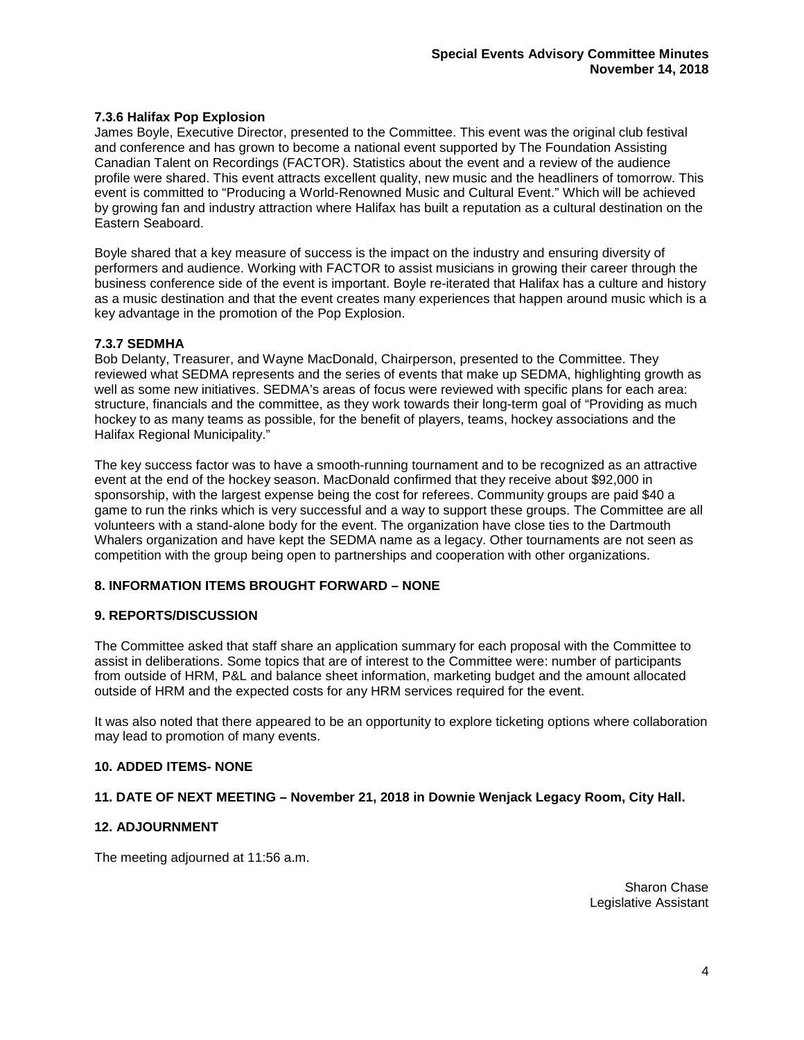### 7.3.6 Halifax Pop Explosion

James Boyle, Executive Director, presented to the Committee. This event was the original club festival and conference and has grown to become a national event supported by The Foundation Assisting Canadian Talent on Recordings (FACTOR). Statistics about the event and a review of the audience profile were shared. This event attracts excellent quality, new music and the headliners of tomorrow. This event is committed to "Producing a World-Renowned Music and Cultural Event." Which will be achieved by growing fan and industry attraction where Halifax has built a reputation as a cultural destination on the Eastern Seaboard.

Boyle shared that a key measure of success is the impact on the industry and ensuring diversity of performers and audience. Working with FACTOR to assist musicians in growing their career through the business conference side of the event is important. Boyle re-iterated that Halifax has a culture and history as a music destination and that the event creates many experiences that happen around music which is a key advantage in the promotion of the Pop Explosion.

### 7.3.7 SEDMHA

Bob Delanty, Treasurer, and Wayne MacDonald, Chairperson, presented to the Committee. They reviewed what SEDMA represents and the series of events that make up SEDMA, highlighting growth as well as some new initiatives. SEDMA's areas of focus were reviewed with specific plans for each area: structure, financials and the committee, as they work towards their long-term goal of "Providing as much hockey to as many teams as possible, for the benefit of players, teams, hockey associations and the Halifax Regional Municipality."

The key success factor was to have a smooth-running tournament and to be recognized as an attractive event at the end of the hockey season. MacDonald confirmed that they receive about $92,000 in sponsorship, with the largest expense being the cost for referees. Community groups are paid $40 a game to run the rinks which is very successful and a way to support these groups. The Committee are all volunteers with a stand-alone body for the event. The organization have close ties to the Dartmouth Whalers organization and have kept the SEDMA name as a legacy. Other tournaments are not seen as competition with the group being open to partnerships and cooperation with other organizations.

## 8. INFORMATION ITEMS BROUGHT FORWARD – NONE

## 9. REPORTS/DISCUSSION

The Committee asked that staff share an application summary for each proposal with the Committee to assist in deliberations. Some topics that are of interest to the Committee were: number of participants from outside of HRM, P&L and balance sheet information, marketing budget and the amount allocated outside of HRM and the expected costs for any HRM services required for the event.

It was also noted that there appeared to be an opportunity to explore ticketing options where collaboration may lead to promotion of many events.

## 10. ADDED ITEMS- NONE

## 11. DATE OF NEXT MEETING – November 21, 2018 in Downie Wenjack Legacy Room, City Hall.

## 12. ADJOURNMENT

The meeting adjourned at 11:56 a.m.

Sharon Chase
Legislative Assistant